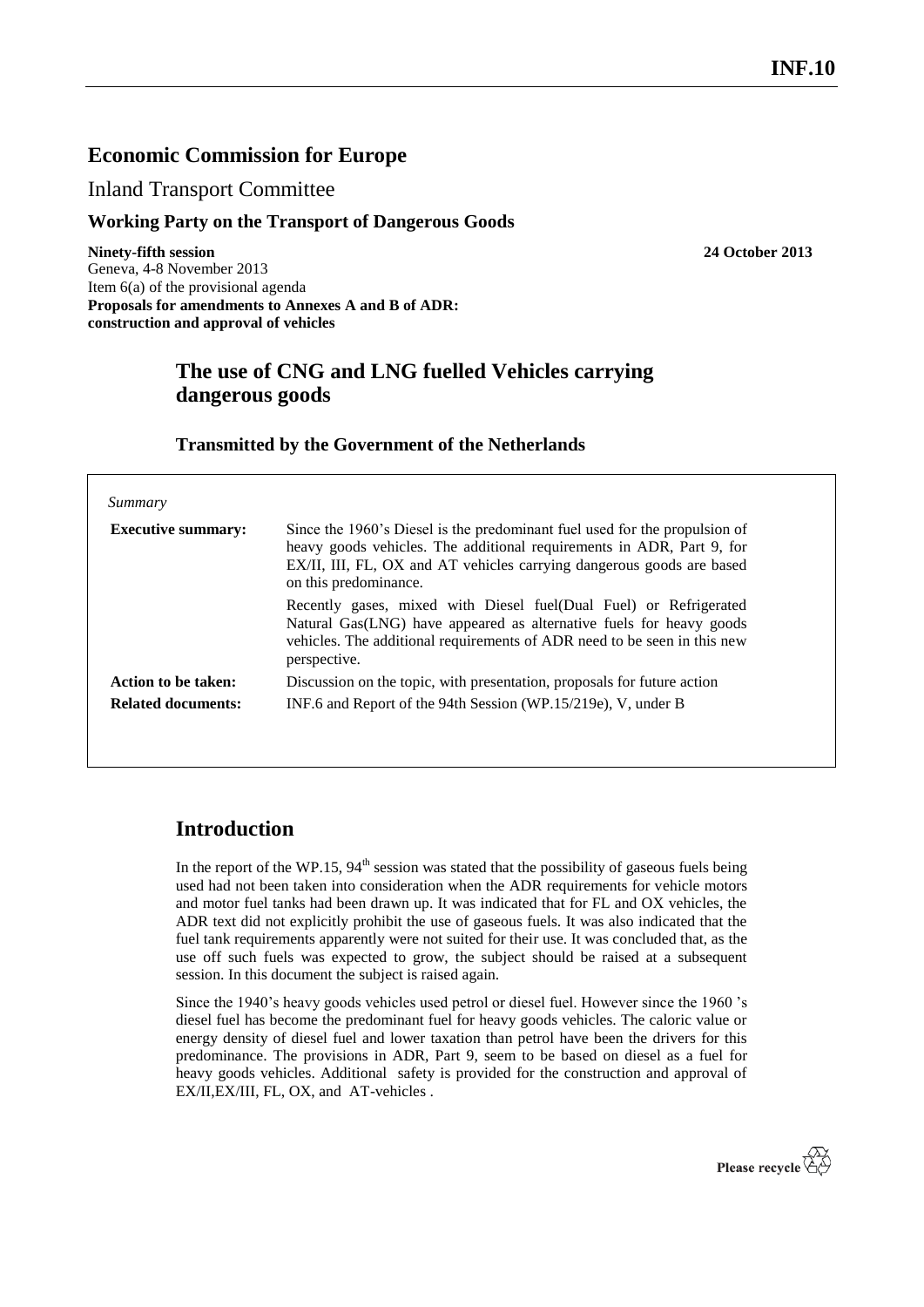INF.10

# Economic Commission for Europe

## Inland Transport Committee

### Working Party on the Transport of Dangerous Goods

**Ninety-fifth session** **24 October 2013**
Geneva, 4-8 November 2013
Item 6(a) of the provisional agenda
**Proposals for amendments to Annexes A and B of ADR: construction and approval of vehicles**

## The use of CNG and LNG fuelled Vehicles carrying dangerous goods

### Transmitted by the Government of the Netherlands

| *Summary* | |
|---|---|
| **Executive summary:** | Since the 1960's Diesel is the predominant fuel used for the propulsion of heavy goods vehicles. The additional requirements in ADR, Part 9, for EX/II, III, FL, OX and AT vehicles carrying dangerous goods are based on this predominance.<br><br>Recently gases, mixed with Diesel fuel(Dual Fuel) or Refrigerated Natural Gas(LNG) have appeared as alternative fuels for heavy goods vehicles. The additional requirements of ADR need to be seen in this new perspective. |
| **Action to be taken:** | Discussion on the topic, with presentation, proposals for future action |
| **Related documents:** | INF.6 and Report of the 94th Session (WP.15/219e), V, under B |

## Introduction

In the report of the WP.15, 94[th] session was stated that the possibility of gaseous fuels being used had not been taken into consideration when the ADR requirements for vehicle motors and motor fuel tanks had been drawn up. It was indicated that for FL and OX vehicles, the ADR text did not explicitly prohibit the use of gaseous fuels. It was also indicated that the fuel tank requirements apparently were not suited for their use. It was concluded that, as the use off such fuels was expected to grow, the subject should be raised at a subsequent session. In this document the subject is raised again.

Since the 1940's heavy goods vehicles used petrol or diesel fuel. However since the 1960 's diesel fuel has become the predominant fuel for heavy goods vehicles. The caloric value or energy density of diesel fuel and lower taxation than petrol have been the drivers for this predominance. The provisions in ADR, Part 9, seem to be based on diesel as a fuel for heavy goods vehicles. Additional safety is provided for the construction and approval of EX/II,EX/III, FL, OX, and AT-vehicles .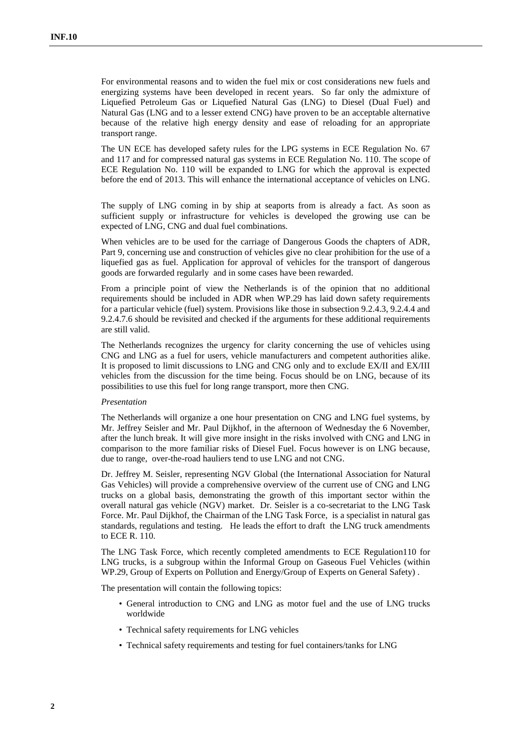For environmental reasons and to widen the fuel mix or cost considerations new fuels and energizing systems have been developed in recent years. So far only the admixture of Liquefied Petroleum Gas or Liquefied Natural Gas (LNG) to Diesel (Dual Fuel) and Natural Gas (LNG and to a lesser extend CNG) have proven to be an acceptable alternative because of the relative high energy density and ease of reloading for an appropriate transport range.

The UN ECE has developed safety rules for the LPG systems in ECE Regulation No. 67 and 117 and for compressed natural gas systems in ECE Regulation No. 110. The scope of ECE Regulation No. 110 will be expanded to LNG for which the approval is expected before the end of 2013. This will enhance the international acceptance of vehicles on LNG.

The supply of LNG coming in by ship at seaports from is already a fact. As soon as sufficient supply or infrastructure for vehicles is developed the growing use can be expected of LNG, CNG and dual fuel combinations.

When vehicles are to be used for the carriage of Dangerous Goods the chapters of ADR, Part 9, concerning use and construction of vehicles give no clear prohibition for the use of a liquefied gas as fuel. Application for approval of vehicles for the transport of dangerous goods are forwarded regularly and in some cases have been rewarded.

From a principle point of view the Netherlands is of the opinion that no additional requirements should be included in ADR when WP.29 has laid down safety requirements for a particular vehicle (fuel) system. Provisions like those in subsection 9.2.4.3, 9.2.4.4 and 9.2.4.7.6 should be revisited and checked if the arguments for these additional requirements are still valid.

The Netherlands recognizes the urgency for clarity concerning the use of vehicles using CNG and LNG as a fuel for users, vehicle manufacturers and competent authorities alike. It is proposed to limit discussions to LNG and CNG only and to exclude EX/II and EX/III vehicles from the discussion for the time being. Focus should be on LNG, because of its possibilities to use this fuel for long range transport, more then CNG.

*Presentation*

The Netherlands will organize a one hour presentation on CNG and LNG fuel systems, by Mr. Jeffrey Seisler and Mr. Paul Dijkhof, in the afternoon of Wednesday the 6 November, after the lunch break. It will give more insight in the risks involved with CNG and LNG in comparison to the more familiar risks of Diesel Fuel. Focus however is on LNG because, due to range, over-the-road hauliers tend to use LNG and not CNG.

Dr. Jeffrey M. Seisler, representing NGV Global (the International Association for Natural Gas Vehicles) will provide a comprehensive overview of the current use of CNG and LNG trucks on a global basis, demonstrating the growth of this important sector within the overall natural gas vehicle (NGV) market. Dr. Seisler is a co-secretariat to the LNG Task Force. Mr. Paul Dijkhof, the Chairman of the LNG Task Force, is a specialist in natural gas standards, regulations and testing. He leads the effort to draft the LNG truck amendments to ECE R. 110.

The LNG Task Force, which recently completed amendments to ECE Regulation110 for LNG trucks, is a subgroup within the Informal Group on Gaseous Fuel Vehicles (within WP.29, Group of Experts on Pollution and Energy/Group of Experts on General Safety) .

The presentation will contain the following topics:

- General introduction to CNG and LNG as motor fuel and the use of LNG trucks worldwide
- Technical safety requirements for LNG vehicles
- Technical safety requirements and testing for fuel containers/tanks for LNG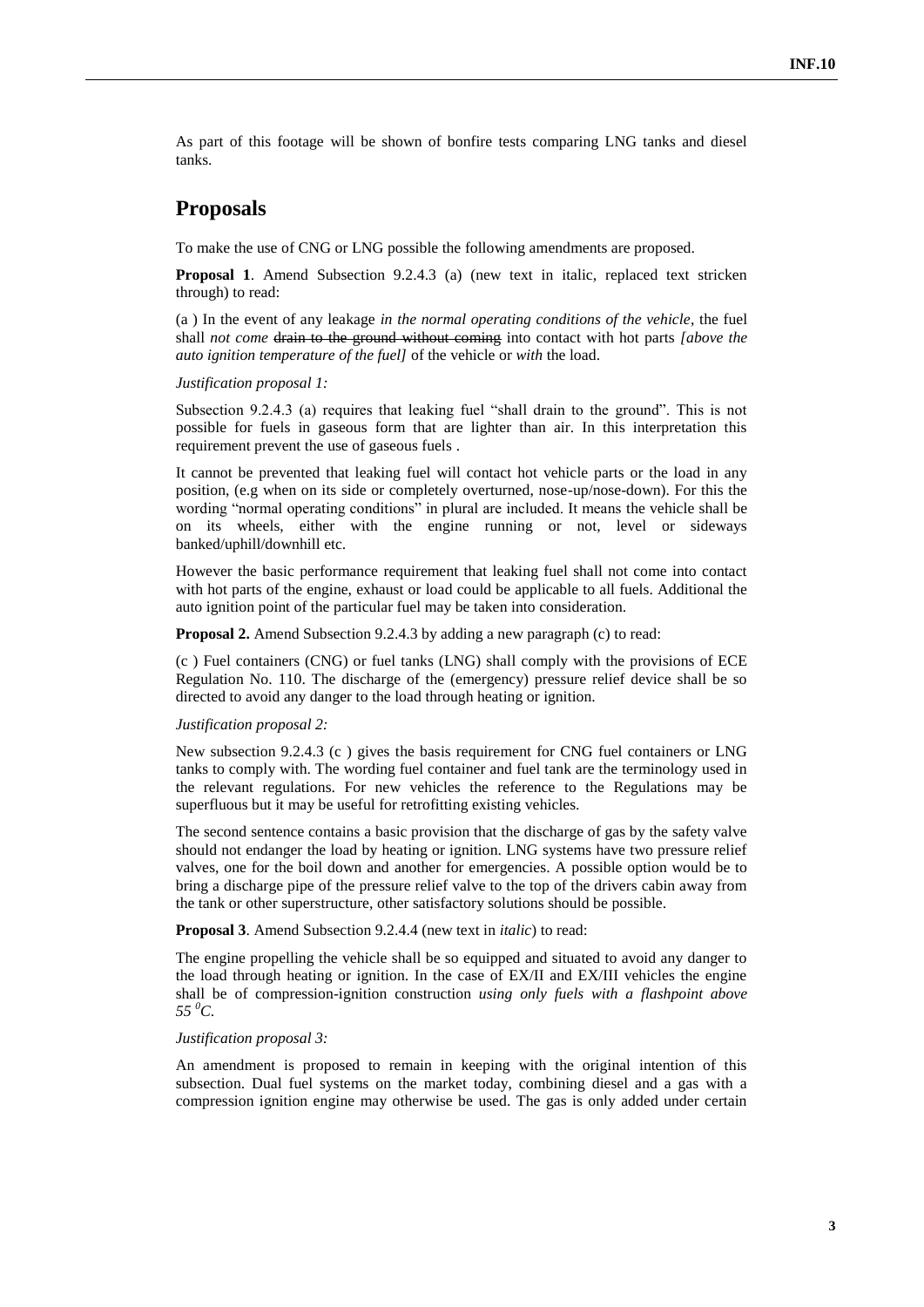As part of this footage will be shown of bonfire tests comparing LNG tanks and diesel tanks.

## Proposals

To make the use of CNG or LNG possible the following amendments are proposed.

**Proposal 1**. Amend Subsection 9.2.4.3 (a) (new text in italic, replaced text stricken through) to read:

(a ) In the event of any leakage *in the normal operating conditions of the vehicle*, the fuel shall *not come* ~~drain to the ground without coming~~ into contact with hot parts *[above the auto ignition temperature of the fuel]* of the vehicle or *with* the load.

*Justification proposal 1:*

Subsection 9.2.4.3 (a) requires that leaking fuel "shall drain to the ground". This is not possible for fuels in gaseous form that are lighter than air. In this interpretation this requirement prevent the use of gaseous fuels .

It cannot be prevented that leaking fuel will contact hot vehicle parts or the load in any position, (e.g when on its side or completely overturned, nose-up/nose-down). For this the wording "normal operating conditions" in plural are included. It means the vehicle shall be on its wheels, either with the engine running or not, level or sideways banked/uphill/downhill etc.

However the basic performance requirement that leaking fuel shall not come into contact with hot parts of the engine, exhaust or load could be applicable to all fuels. Additional the auto ignition point of the particular fuel may be taken into consideration.

**Proposal 2.** Amend Subsection 9.2.4.3 by adding a new paragraph (c) to read:

(c ) Fuel containers (CNG) or fuel tanks (LNG) shall comply with the provisions of ECE Regulation No. 110. The discharge of the (emergency) pressure relief device shall be so directed to avoid any danger to the load through heating or ignition.

*Justification proposal 2:*

New subsection 9.2.4.3 (c ) gives the basis requirement for CNG fuel containers or LNG tanks to comply with. The wording fuel container and fuel tank are the terminology used in the relevant regulations. For new vehicles the reference to the Regulations may be superfluous but it may be useful for retrofitting existing vehicles.

The second sentence contains a basic provision that the discharge of gas by the safety valve should not endanger the load by heating or ignition. LNG systems have two pressure relief valves, one for the boil down and another for emergencies. A possible option would be to bring a discharge pipe of the pressure relief valve to the top of the drivers cabin away from the tank or other superstructure, other satisfactory solutions should be possible.

**Proposal 3**. Amend Subsection 9.2.4.4 (new text in *italic*) to read:

The engine propelling the vehicle shall be so equipped and situated to avoid any danger to the load through heating or ignition. In the case of EX/II and EX/III vehicles the engine shall be of compression-ignition construction *using only fuels with a flashpoint above 55 $^0C$.*

*Justification proposal 3:*

An amendment is proposed to remain in keeping with the original intention of this subsection. Dual fuel systems on the market today, combining diesel and a gas with a compression ignition engine may otherwise be used. The gas is only added under certain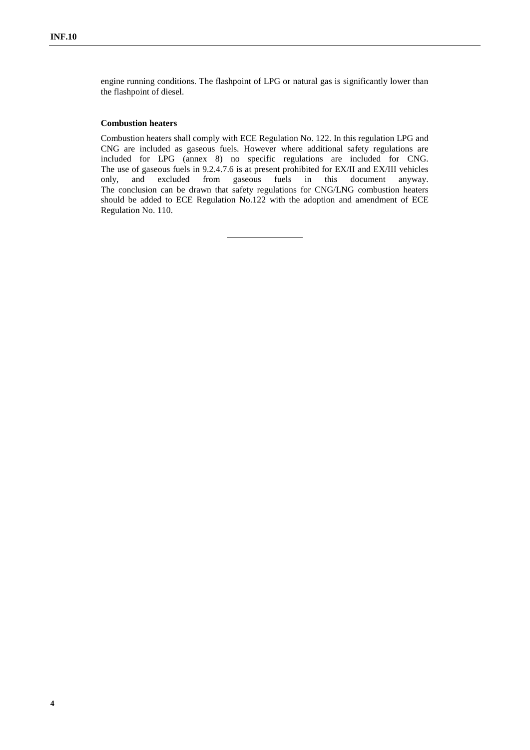engine running conditions. The flashpoint of LPG or natural gas is significantly lower than the flashpoint of diesel.

**Combustion heaters**

Combustion heaters shall comply with ECE Regulation No. 122. In this regulation LPG and CNG are included as gaseous fuels. However where additional safety regulations are included for LPG (annex 8) no specific regulations are included for CNG. The use of gaseous fuels in 9.2.4.7.6 is at present prohibited for EX/II and EX/III vehicles only, and excluded from gaseous fuels in this document anyway. The conclusion can be drawn that safety regulations for CNG/LNG combustion heaters should be added to ECE Regulation No.122 with the adoption and amendment of ECE Regulation No. 110.